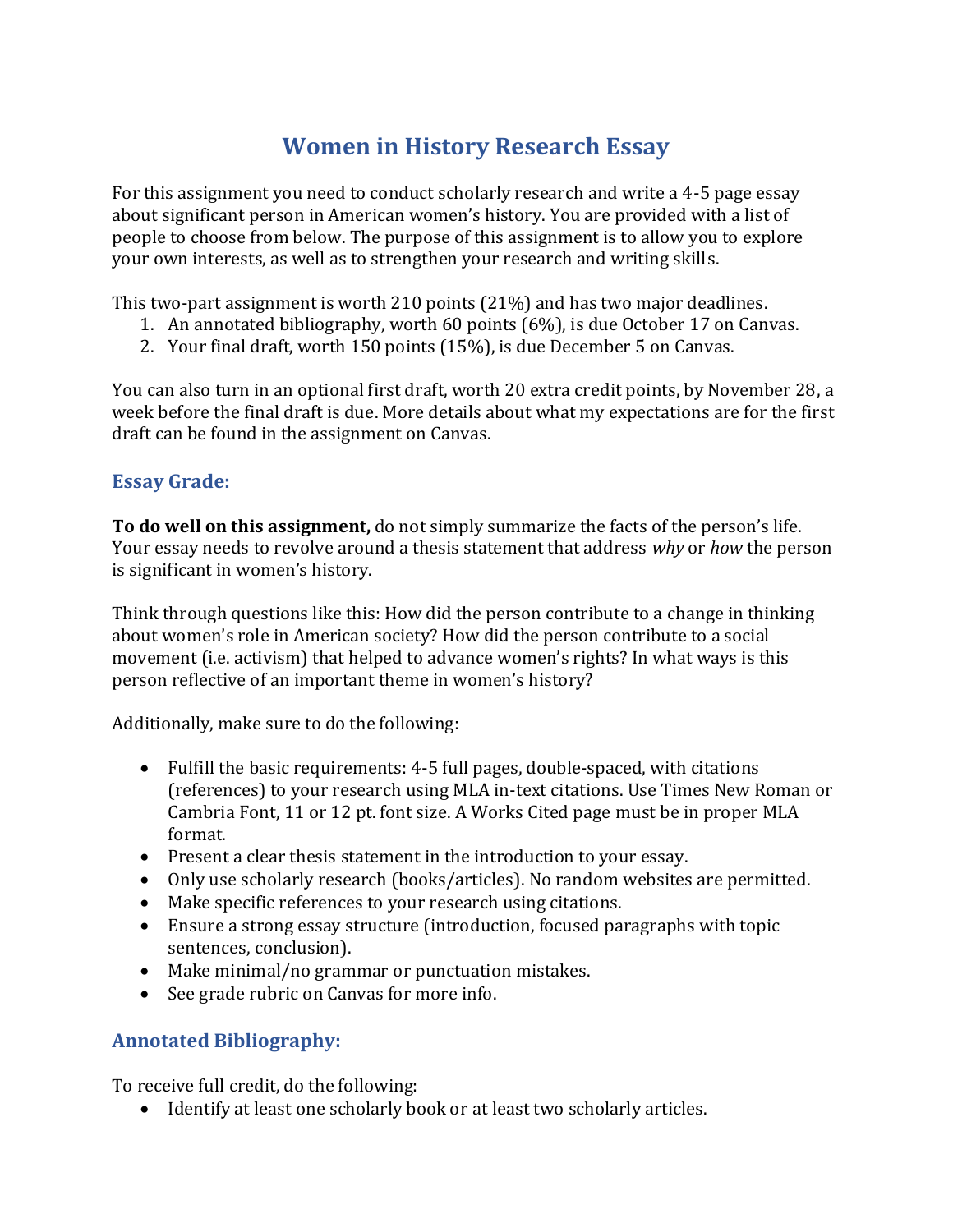# Women in History Research Essay

For this assignment you need to conduct scholarly research and write a 4-5 page essay about significant person in American women's history. You are provided with a list of people to choose from below. The purpose of this assignment is to allow you to explore your own interests, as well as to strengthen your research and writing skills.

This two-part assignment is worth 210 points (21%) and has two major deadlines.

1. An annotated bibliography, worth 60 points (6%), is due October 17 on Canvas.
2. Your final draft, worth 150 points (15%), is due December 5 on Canvas.

You can also turn in an optional first draft, worth 20 extra credit points, by November 28, a week before the final draft is due. More details about what my expectations are for the first draft can be found in the assignment on Canvas.

## Essay Grade:

**To do well on this assignment,** do not simply summarize the facts of the person's life. Your essay needs to revolve around a thesis statement that address *why* or *how* the person is significant in women's history.

Think through questions like this: How did the person contribute to a change in thinking about women's role in American society? How did the person contribute to a social movement (i.e. activism) that helped to advance women's rights? In what ways is this person reflective of an important theme in women's history?

Additionally, make sure to do the following:

- Fulfill the basic requirements: 4-5 full pages, double-spaced, with citations (references) to your research using MLA in-text citations. Use Times New Roman or Cambria Font, 11 or 12 pt. font size. A Works Cited page must be in proper MLA format.
- Present a clear thesis statement in the introduction to your essay.
- Only use scholarly research (books/articles). No random websites are permitted.
- Make specific references to your research using citations.
- Ensure a strong essay structure (introduction, focused paragraphs with topic sentences, conclusion).
- Make minimal/no grammar or punctuation mistakes.
- See grade rubric on Canvas for more info.

## Annotated Bibliography:

To receive full credit, do the following:

- Identify at least one scholarly book or at least two scholarly articles.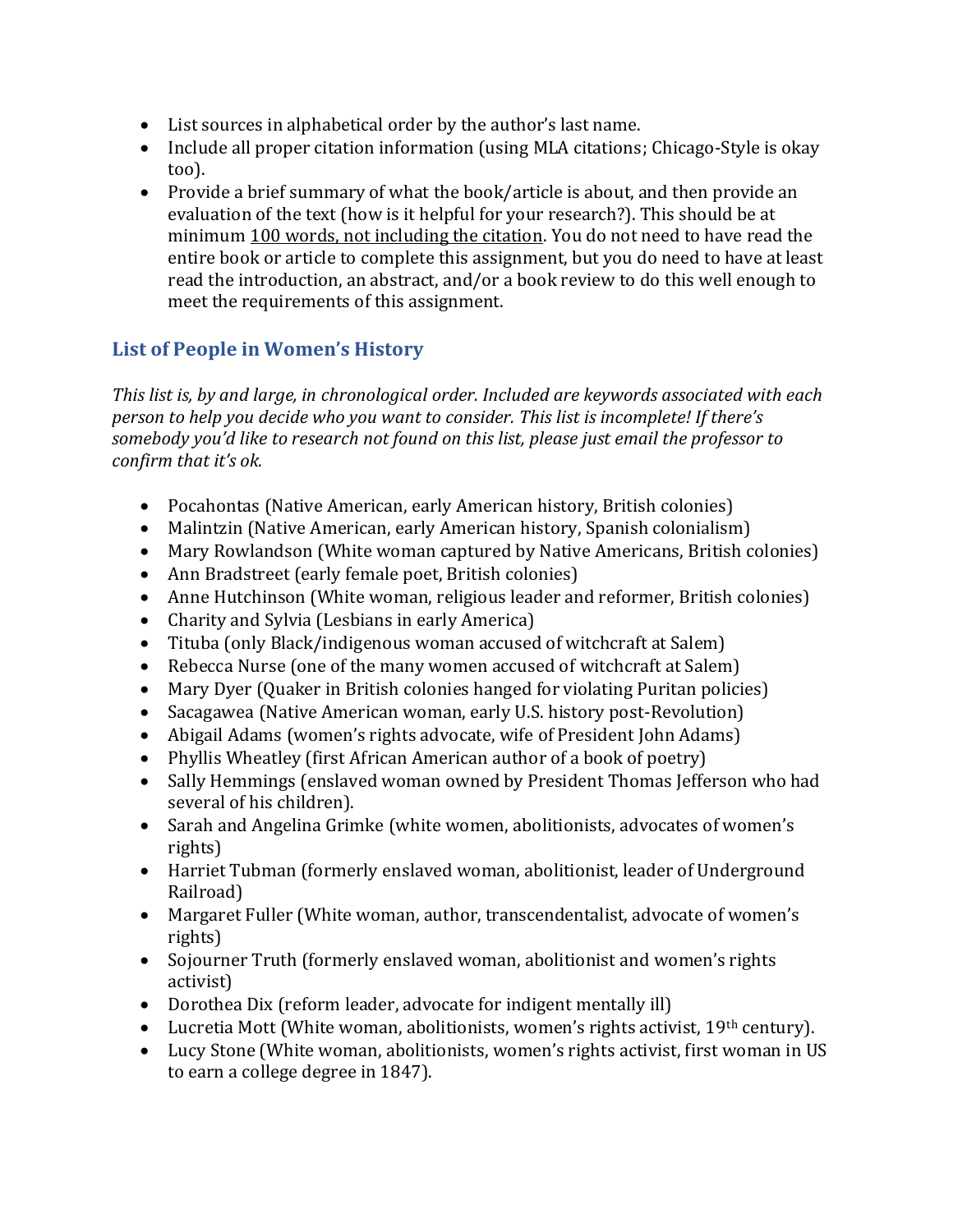- List sources in alphabetical order by the author's last name.
- Include all proper citation information (using MLA citations; Chicago-Style is okay too).
- Provide a brief summary of what the book/article is about, and then provide an evaluation of the text (how is it helpful for your research?). This should be at minimum 100 words, not including the citation. You do not need to have read the entire book or article to complete this assignment, but you do need to have at least read the introduction, an abstract, and/or a book review to do this well enough to meet the requirements of this assignment.

## List of People in Women's History

*This list is, by and large, in chronological order. Included are keywords associated with each person to help you decide who you want to consider. This list is incomplete! If there's somebody you'd like to research not found on this list, please just email the professor to confirm that it's ok.*

- Pocahontas (Native American, early American history, British colonies)
- Malintzin (Native American, early American history, Spanish colonialism)
- Mary Rowlandson (White woman captured by Native Americans, British colonies)
- Ann Bradstreet (early female poet, British colonies)
- Anne Hutchinson (White woman, religious leader and reformer, British colonies)
- Charity and Sylvia (Lesbians in early America)
- Tituba (only Black/indigenous woman accused of witchcraft at Salem)
- Rebecca Nurse (one of the many women accused of witchcraft at Salem)
- Mary Dyer (Quaker in British colonies hanged for violating Puritan policies)
- Sacagawea (Native American woman, early U.S. history post-Revolution)
- Abigail Adams (women's rights advocate, wife of President John Adams)
- Phyllis Wheatley (first African American author of a book of poetry)
- Sally Hemmings (enslaved woman owned by President Thomas Jefferson who had several of his children).
- Sarah and Angelina Grimke (white women, abolitionists, advocates of women's rights)
- Harriet Tubman (formerly enslaved woman, abolitionist, leader of Underground Railroad)
- Margaret Fuller (White woman, author, transcendentalist, advocate of women's rights)
- Sojourner Truth (formerly enslaved woman, abolitionist and women's rights activist)
- Dorothea Dix (reform leader, advocate for indigent mentally ill)
- Lucretia Mott (White woman, abolitionists, women's rights activist, 19th century).
- Lucy Stone (White woman, abolitionists, women's rights activist, first woman in US to earn a college degree in 1847).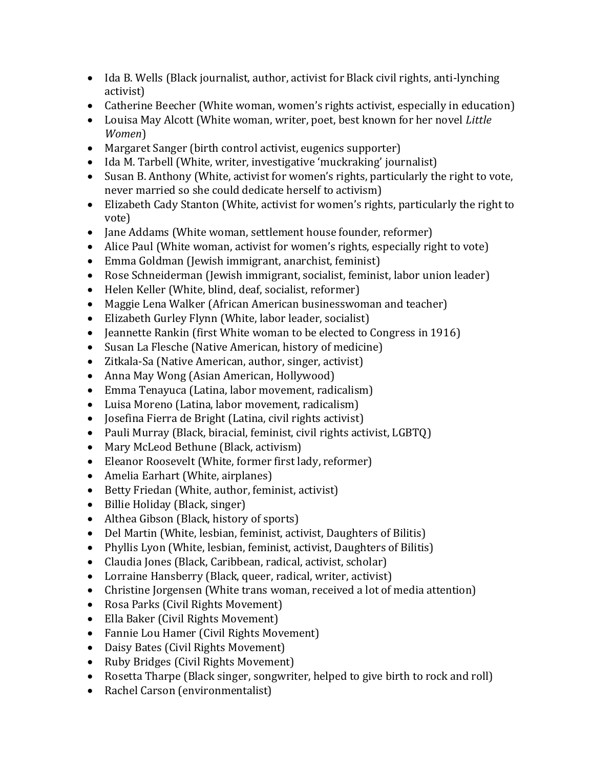- Ida B. Wells (Black journalist, author, activist for Black civil rights, anti-lynching activist)
- Catherine Beecher (White woman, women's rights activist, especially in education)
- Louisa May Alcott (White woman, writer, poet, best known for her novel *Little Women*)
- Margaret Sanger (birth control activist, eugenics supporter)
- Ida M. Tarbell (White, writer, investigative 'muckraking' journalist)
- Susan B. Anthony (White, activist for women's rights, particularly the right to vote, never married so she could dedicate herself to activism)
- Elizabeth Cady Stanton (White, activist for women's rights, particularly the right to vote)
- Jane Addams (White woman, settlement house founder, reformer)
- Alice Paul (White woman, activist for women's rights, especially right to vote)
- Emma Goldman (Jewish immigrant, anarchist, feminist)
- Rose Schneiderman (Jewish immigrant, socialist, feminist, labor union leader)
- Helen Keller (White, blind, deaf, socialist, reformer)
- Maggie Lena Walker (African American businesswoman and teacher)
- Elizabeth Gurley Flynn (White, labor leader, socialist)
- Jeannette Rankin (first White woman to be elected to Congress in 1916)
- Susan La Flesche (Native American, history of medicine)
- Zitkala-Sa (Native American, author, singer, activist)
- Anna May Wong (Asian American, Hollywood)
- Emma Tenayuca (Latina, labor movement, radicalism)
- Luisa Moreno (Latina, labor movement, radicalism)
- Josefina Fierra de Bright (Latina, civil rights activist)
- Pauli Murray (Black, biracial, feminist, civil rights activist, LGBTQ)
- Mary McLeod Bethune (Black, activism)
- Eleanor Roosevelt (White, former first lady, reformer)
- Amelia Earhart (White, airplanes)
- Betty Friedan (White, author, feminist, activist)
- Billie Holiday (Black, singer)
- Althea Gibson (Black, history of sports)
- Del Martin (White, lesbian, feminist, activist, Daughters of Bilitis)
- Phyllis Lyon (White, lesbian, feminist, activist, Daughters of Bilitis)
- Claudia Jones (Black, Caribbean, radical, activist, scholar)
- Lorraine Hansberry (Black, queer, radical, writer, activist)
- Christine Jorgensen (White trans woman, received a lot of media attention)
- Rosa Parks (Civil Rights Movement)
- Ella Baker (Civil Rights Movement)
- Fannie Lou Hamer (Civil Rights Movement)
- Daisy Bates (Civil Rights Movement)
- Ruby Bridges (Civil Rights Movement)
- Rosetta Tharpe (Black singer, songwriter, helped to give birth to rock and roll)
- Rachel Carson (environmentalist)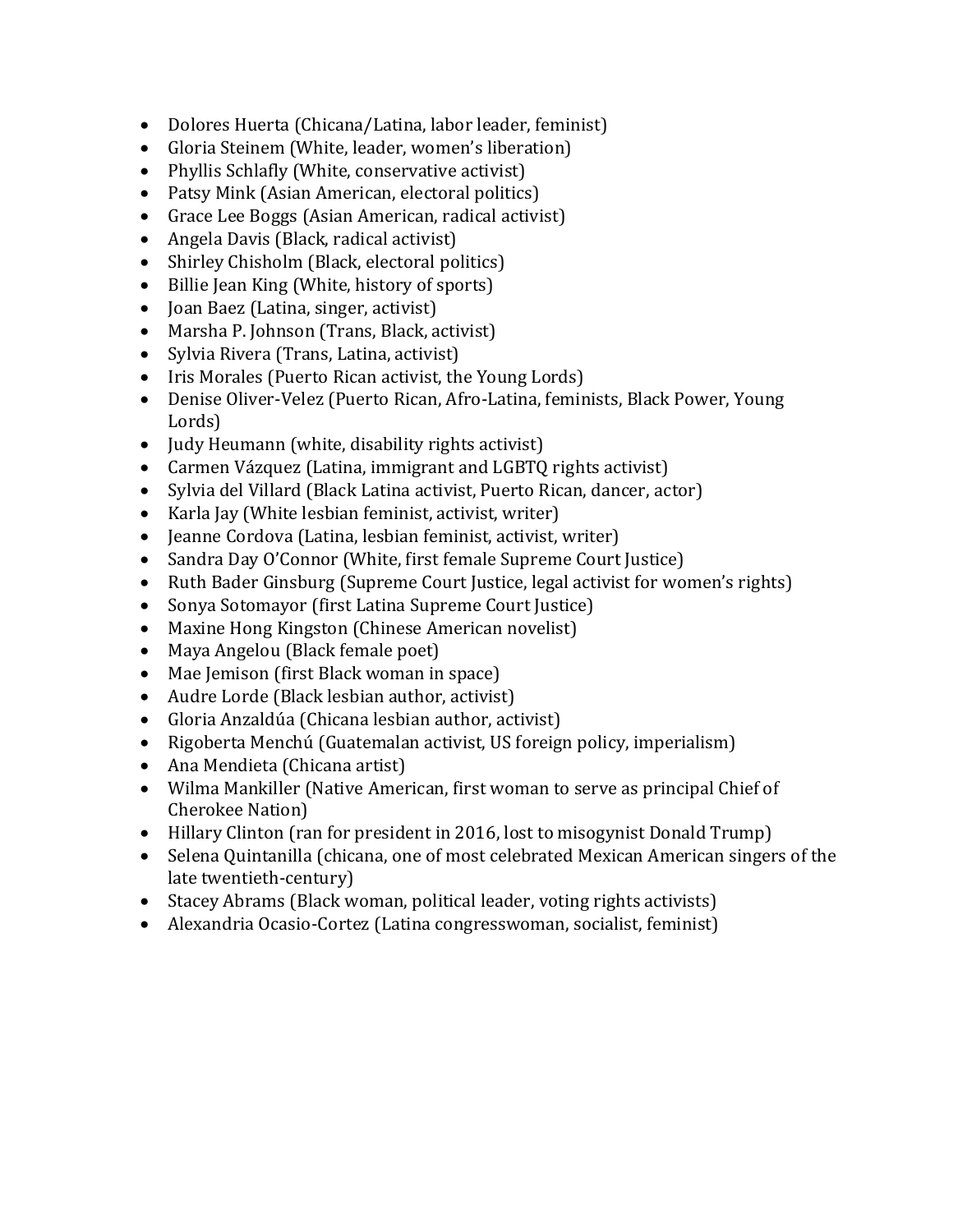- Dolores Huerta (Chicana/Latina, labor leader, feminist)
- Gloria Steinem (White, leader, women's liberation)
- Phyllis Schlafly (White, conservative activist)
- Patsy Mink (Asian American, electoral politics)
- Grace Lee Boggs (Asian American, radical activist)
- Angela Davis (Black, radical activist)
- Shirley Chisholm (Black, electoral politics)
- Billie Jean King (White, history of sports)
- Joan Baez (Latina, singer, activist)
- Marsha P. Johnson (Trans, Black, activist)
- Sylvia Rivera (Trans, Latina, activist)
- Iris Morales (Puerto Rican activist, the Young Lords)
- Denise Oliver-Velez (Puerto Rican, Afro-Latina, feminists, Black Power, Young Lords)
- Judy Heumann (white, disability rights activist)
- Carmen Vázquez (Latina, immigrant and LGBTQ rights activist)
- Sylvia del Villard (Black Latina activist, Puerto Rican, dancer, actor)
- Karla Jay (White lesbian feminist, activist, writer)
- Jeanne Cordova (Latina, lesbian feminist, activist, writer)
- Sandra Day O'Connor (White, first female Supreme Court Justice)
- Ruth Bader Ginsburg (Supreme Court Justice, legal activist for women's rights)
- Sonya Sotomayor (first Latina Supreme Court Justice)
- Maxine Hong Kingston (Chinese American novelist)
- Maya Angelou (Black female poet)
- Mae Jemison (first Black woman in space)
- Audre Lorde (Black lesbian author, activist)
- Gloria Anzaldúa (Chicana lesbian author, activist)
- Rigoberta Menchú (Guatemalan activist, US foreign policy, imperialism)
- Ana Mendieta (Chicana artist)
- Wilma Mankiller (Native American, first woman to serve as principal Chief of Cherokee Nation)
- Hillary Clinton (ran for president in 2016, lost to misogynist Donald Trump)
- Selena Quintanilla (chicana, one of most celebrated Mexican American singers of the late twentieth-century)
- Stacey Abrams (Black woman, political leader, voting rights activists)
- Alexandria Ocasio-Cortez (Latina congresswoman, socialist, feminist)